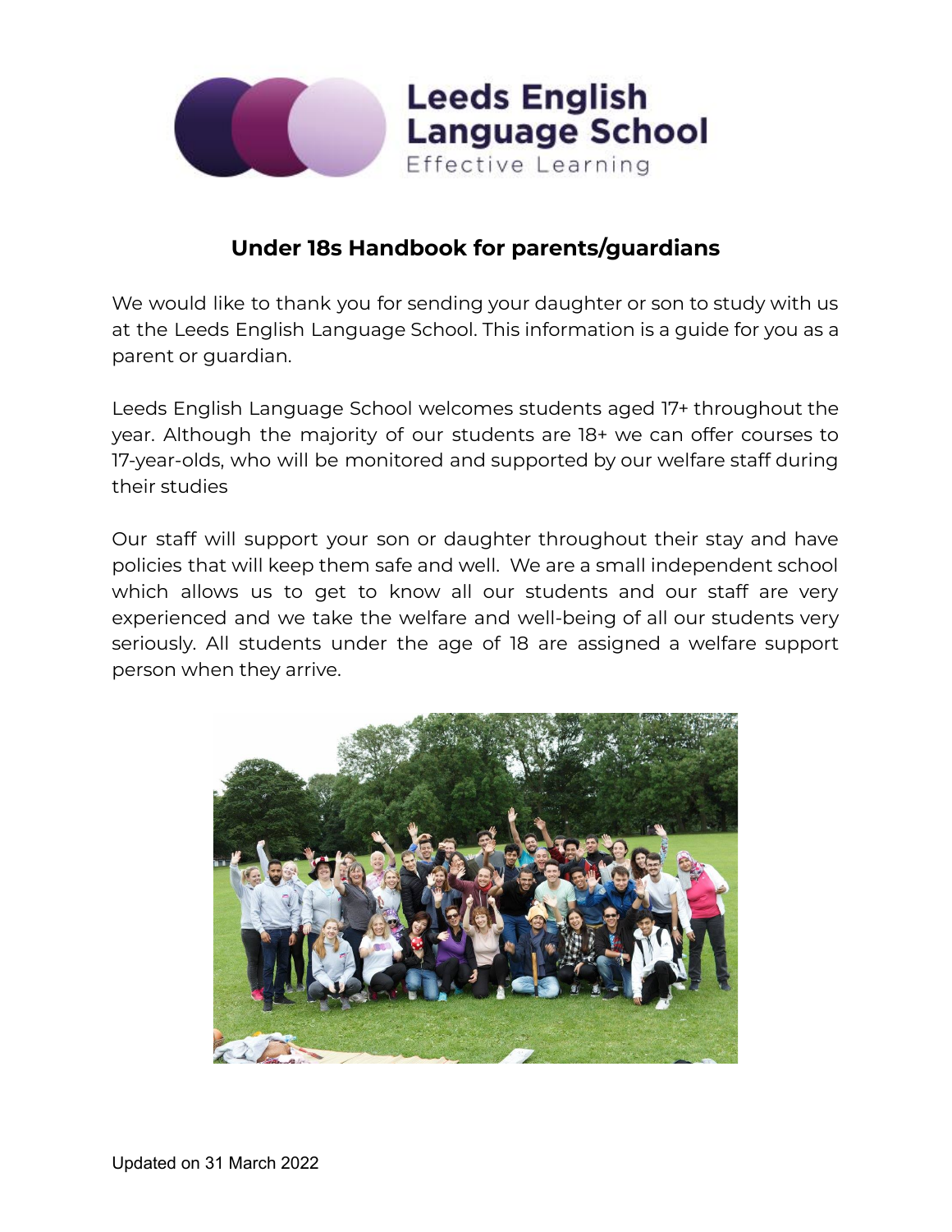# Under 18s Handbook for parents/guardians

We would like to thank you for sending your daughter or son to study with us at the Leeds English Language School. This information is a guide for you as a parent or guardian.

Leeds English Language School welcomes students aged 17+ throughout the year. Although the majority of our students are 18+ we can offer courses to 17-year-olds, who will be monitored and supported by our welfare staff during their studies

Our staff will support your son or daughter throughout their stay and have policies that will keep them safe and well. We are a small independent school which allows us to get to know all our students and our staff are very experienced and we take the welfare and well-being of all our students very seriously. All students under the age of 18 are assigned a welfare support person when they arrive.

Updated on 31 March 2022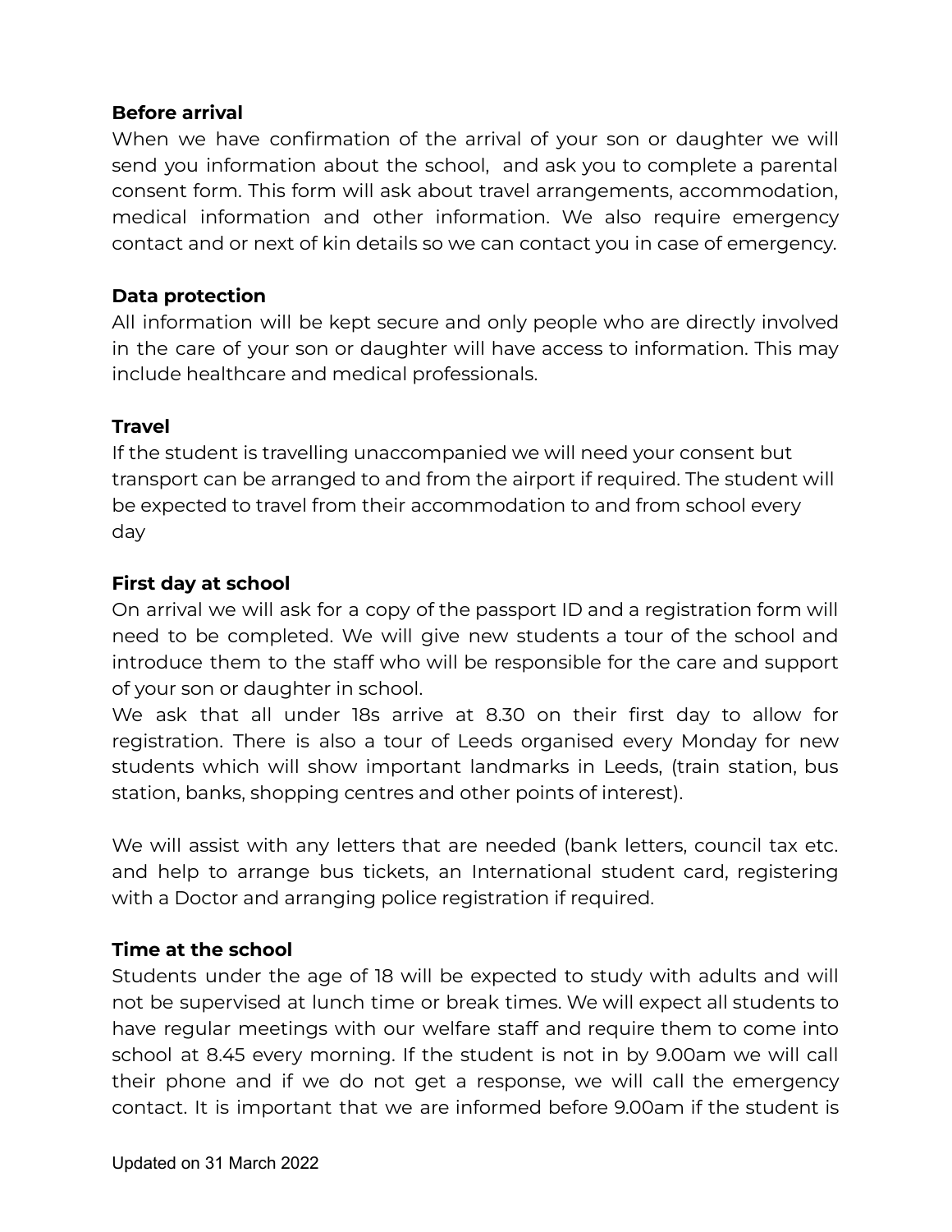**Before arrival**

When we have confirmation of the arrival of your son or daughter we will send you information about the school, and ask you to complete a parental consent form. This form will ask about travel arrangements, accommodation, medical information and other information. We also require emergency contact and or next of kin details so we can contact you in case of emergency.

**Data protection**

All information will be kept secure and only people who are directly involved in the care of your son or daughter will have access to information. This may include healthcare and medical professionals.

**Travel**

If the student is travelling unaccompanied we will need your consent but transport can be arranged to and from the airport if required. The student will be expected to travel from their accommodation to and from school every day

**First day at school**

On arrival we will ask for a copy of the passport ID and a registration form will need to be completed. We will give new students a tour of the school and introduce them to the staff who will be responsible for the care and support of your son or daughter in school.

We ask that all under 18s arrive at 8.30 on their first day to allow for registration. There is also a tour of Leeds organised every Monday for new students which will show important landmarks in Leeds, (train station, bus station, banks, shopping centres and other points of interest).

We will assist with any letters that are needed (bank letters, council tax etc. and help to arrange bus tickets, an International student card, registering with a Doctor and arranging police registration if required.

**Time at the school**

Students under the age of 18 will be expected to study with adults and will not be supervised at lunch time or break times. We will expect all students to have regular meetings with our welfare staff and require them to come into school at 8.45 every morning. If the student is not in by 9.00am we will call their phone and if we do not get a response, we will call the emergency contact. It is important that we are informed before 9.00am if the student is

Updated on 31 March 2022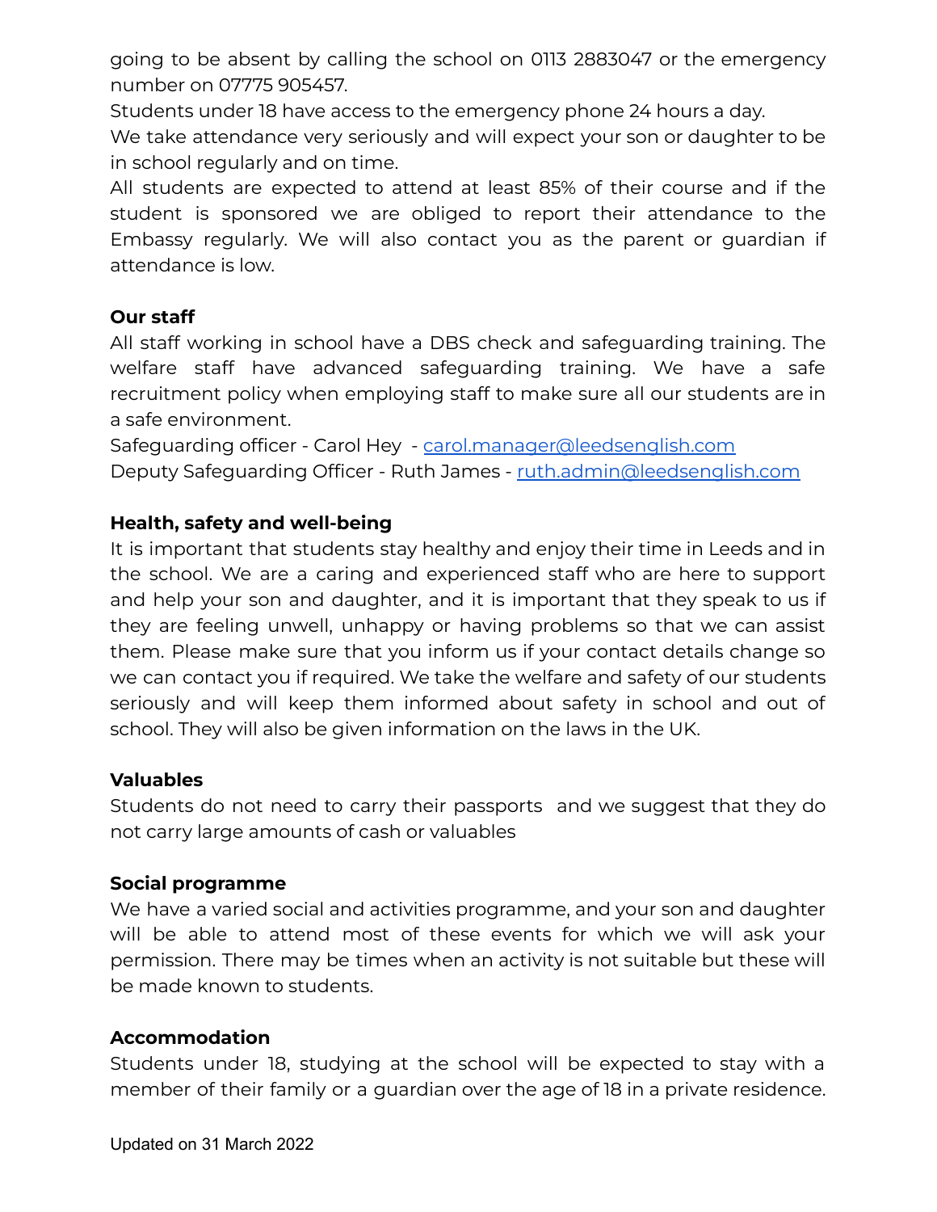going to be absent by calling the school on 0113 2883047 or the emergency number on 07775 905457.

Students under 18 have access to the emergency phone 24 hours a day.

We take attendance very seriously and will expect your son or daughter to be in school regularly and on time.

All students are expected to attend at least 85% of their course and if the student is sponsored we are obliged to report their attendance to the Embassy regularly. We will also contact you as the parent or guardian if attendance is low.

**Our staff**

All staff working in school have a DBS check and safeguarding training. The welfare staff have advanced safeguarding training. We have a safe recruitment policy when employing staff to make sure all our students are in a safe environment.

Safeguarding officer - Carol Hey - carol.manager@leedsenglish.com

Deputy Safeguarding Officer - Ruth James - ruth.admin@leedsenglish.com

**Health, safety and well-being**

It is important that students stay healthy and enjoy their time in Leeds and in the school. We are a caring and experienced staff who are here to support and help your son and daughter, and it is important that they speak to us if they are feeling unwell, unhappy or having problems so that we can assist them. Please make sure that you inform us if your contact details change so we can contact you if required. We take the welfare and safety of our students seriously and will keep them informed about safety in school and out of school. They will also be given information on the laws in the UK.

**Valuables**

Students do not need to carry their passports and we suggest that they do not carry large amounts of cash or valuables

**Social programme**

We have a varied social and activities programme, and your son and daughter will be able to attend most of these events for which we will ask your permission. There may be times when an activity is not suitable but these will be made known to students.

**Accommodation**

Students under 18, studying at the school will be expected to stay with a member of their family or a guardian over the age of 18 in a private residence.

Updated on 31 March 2022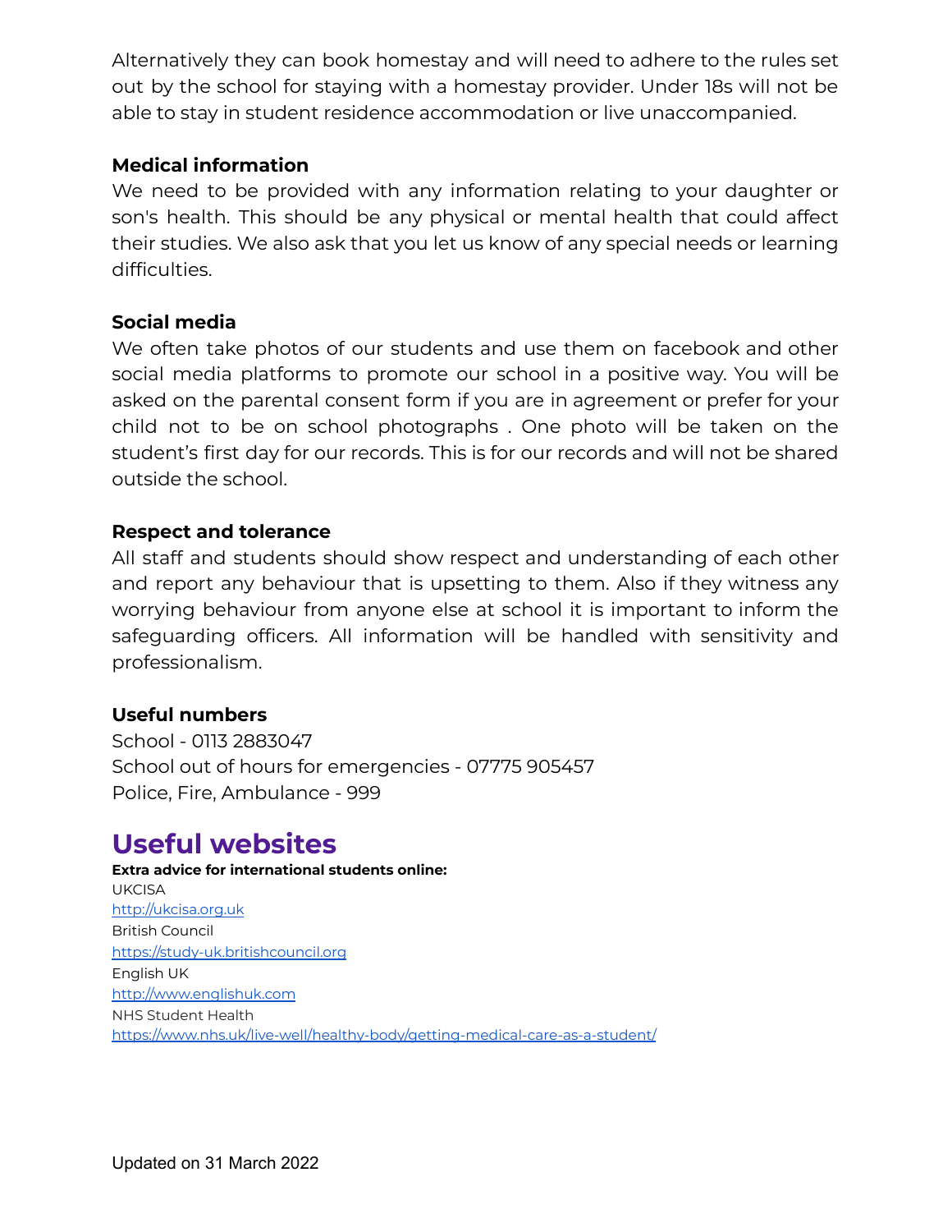Alternatively they can book homestay and will need to adhere to the rules set out by the school for staying with a homestay provider. Under 18s will not be able to stay in student residence accommodation or live unaccompanied.

### Medical information

We need to be provided with any information relating to your daughter or son's health. This should be any physical or mental health that could affect their studies. We also ask that you let us know of any special needs or learning difficulties.

### Social media

We often take photos of our students and use them on facebook and other social media platforms to promote our school in a positive way. You will be asked on the parental consent form if you are in agreement or prefer for your child not to be on school photographs . One photo will be taken on the student's first day for our records. This is for our records and will not be shared outside the school.

### Respect and tolerance

All staff and students should show respect and understanding of each other and report any behaviour that is upsetting to them. Also if they witness any worrying behaviour from anyone else at school it is important to inform the safeguarding officers. All information will be handled with sensitivity and professionalism.

### Useful numbers

School - 0113 2883047
School out of hours for emergencies - 07775 905457
Police, Fire, Ambulance - 999

## Useful websites

**Extra advice for international students online:**

UKCISA
http://ukcisa.org.uk
British Council
https://study-uk.britishcouncil.org
English UK
http://www.englishuk.com
NHS Student Health
https://www.nhs.uk/live-well/healthy-body/getting-medical-care-as-a-student/

Updated on 31 March 2022